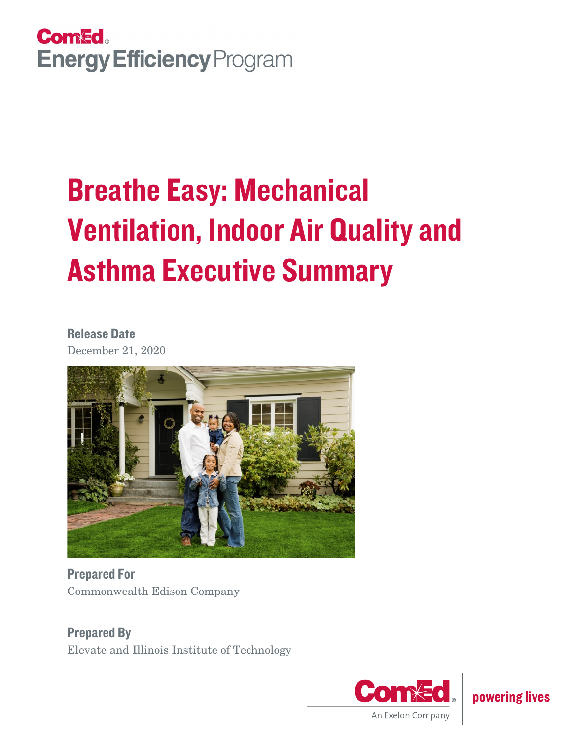ComEd Energy Efficiency Program

# Breathe Easy: Mechanical Ventilation, Indoor Air Quality and Asthma Executive Summary

**Release Date**
December 21, 2020

**Prepared For**
Commonwealth Edison Company

**Prepared By**
Elevate and Illinois Institute of Technology

ComEd An Exelon Company | powering lives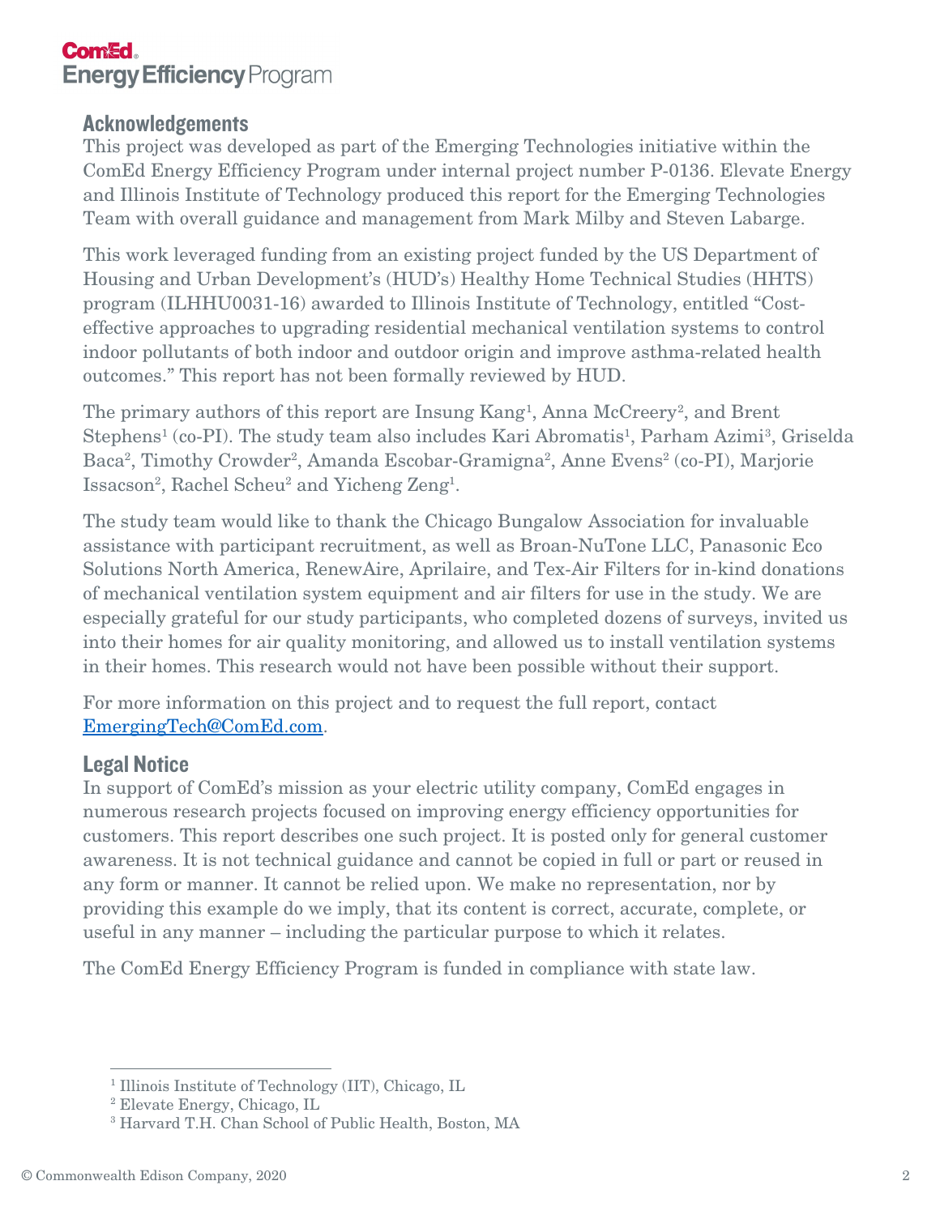## Acknowledgements

This project was developed as part of the Emerging Technologies initiative within the ComEd Energy Efficiency Program under internal project number P-0136. Elevate Energy and Illinois Institute of Technology produced this report for the Emerging Technologies Team with overall guidance and management from Mark Milby and Steven Labarge.

This work leveraged funding from an existing project funded by the US Department of Housing and Urban Development's (HUD's) Healthy Home Technical Studies (HHTS) program (ILHHU0031-16) awarded to Illinois Institute of Technology, entitled "Cost-effective approaches to upgrading residential mechanical ventilation systems to control indoor pollutants of both indoor and outdoor origin and improve asthma-related health outcomes." This report has not been formally reviewed by HUD.

The primary authors of this report are Insung Kang[1], Anna McCreery[2], and Brent Stephens[1] (co-PI). The study team also includes Kari Abromatis[1], Parham Azimi[3], Griselda Baca[2], Timothy Crowder[2], Amanda Escobar-Gramigna[2], Anne Evens[2] (co-PI), Marjorie Issacson[2], Rachel Scheu[2] and Yicheng Zeng[1].

The study team would like to thank the Chicago Bungalow Association for invaluable assistance with participant recruitment, as well as Broan-NuTone LLC, Panasonic Eco Solutions North America, RenewAire, Aprilaire, and Tex-Air Filters for in-kind donations of mechanical ventilation system equipment and air filters for use in the study. We are especially grateful for our study participants, who completed dozens of surveys, invited us into their homes for air quality monitoring, and allowed us to install ventilation systems in their homes. This research would not have been possible without their support.

For more information on this project and to request the full report, contact EmergingTech@ComEd.com.

## Legal Notice

In support of ComEd's mission as your electric utility company, ComEd engages in numerous research projects focused on improving energy efficiency opportunities for customers. This report describes one such project. It is posted only for general customer awareness. It is not technical guidance and cannot be copied in full or part or reused in any form or manner. It cannot be relied upon. We make no representation, nor by providing this example do we imply, that its content is correct, accurate, complete, or useful in any manner – including the particular purpose to which it relates.

The ComEd Energy Efficiency Program is funded in compliance with state law.

---

[1] Illinois Institute of Technology (IIT), Chicago, IL
[2] Elevate Energy, Chicago, IL
[3] Harvard T.H. Chan School of Public Health, Boston, MA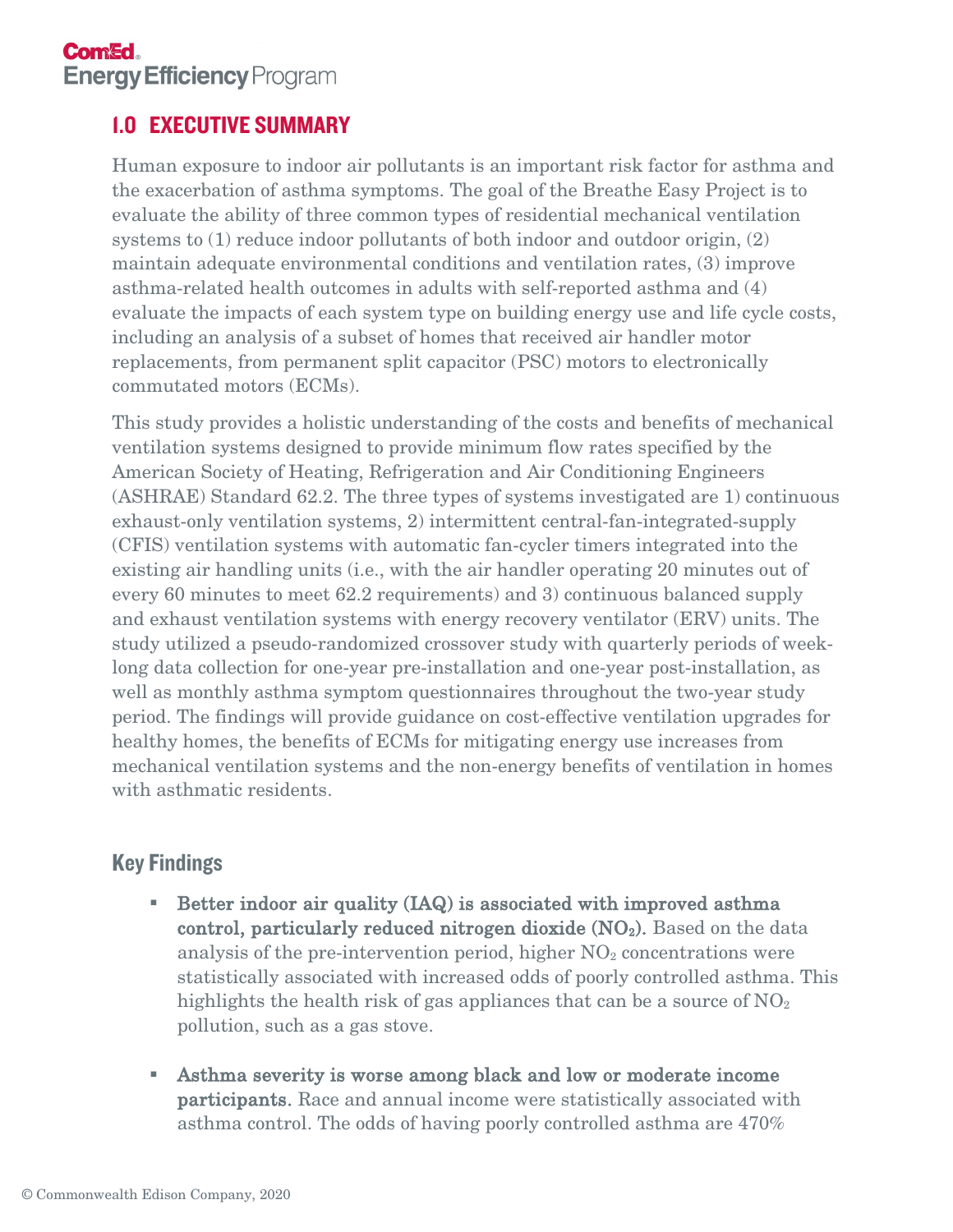## 1.0 EXECUTIVE SUMMARY

Human exposure to indoor air pollutants is an important risk factor for asthma and the exacerbation of asthma symptoms. The goal of the Breathe Easy Project is to evaluate the ability of three common types of residential mechanical ventilation systems to (1) reduce indoor pollutants of both indoor and outdoor origin, (2) maintain adequate environmental conditions and ventilation rates, (3) improve asthma-related health outcomes in adults with self-reported asthma and (4) evaluate the impacts of each system type on building energy use and life cycle costs, including an analysis of a subset of homes that received air handler motor replacements, from permanent split capacitor (PSC) motors to electronically commutated motors (ECMs).

This study provides a holistic understanding of the costs and benefits of mechanical ventilation systems designed to provide minimum flow rates specified by the American Society of Heating, Refrigeration and Air Conditioning Engineers (ASHRAE) Standard 62.2. The three types of systems investigated are 1) continuous exhaust-only ventilation systems, 2) intermittent central-fan-integrated-supply (CFIS) ventilation systems with automatic fan-cycler timers integrated into the existing air handling units (i.e., with the air handler operating 20 minutes out of every 60 minutes to meet 62.2 requirements) and 3) continuous balanced supply and exhaust ventilation systems with energy recovery ventilator (ERV) units. The study utilized a pseudo-randomized crossover study with quarterly periods of week-long data collection for one-year pre-installation and one-year post-installation, as well as monthly asthma symptom questionnaires throughout the two-year study period. The findings will provide guidance on cost-effective ventilation upgrades for healthy homes, the benefits of ECMs for mitigating energy use increases from mechanical ventilation systems and the non-energy benefits of ventilation in homes with asthmatic residents.

### Key Findings

- **Better indoor air quality (IAQ) is associated with improved asthma control, particularly reduced nitrogen dioxide ($NO_2$).** Based on the data analysis of the pre-intervention period, higher $NO_2$ concentrations were statistically associated with increased odds of poorly controlled asthma. This highlights the health risk of gas appliances that can be a source of $NO_2$ pollution, such as a gas stove.

- **Asthma severity is worse among black and low or moderate income participants.** Race and annual income were statistically associated with asthma control. The odds of having poorly controlled asthma are 470%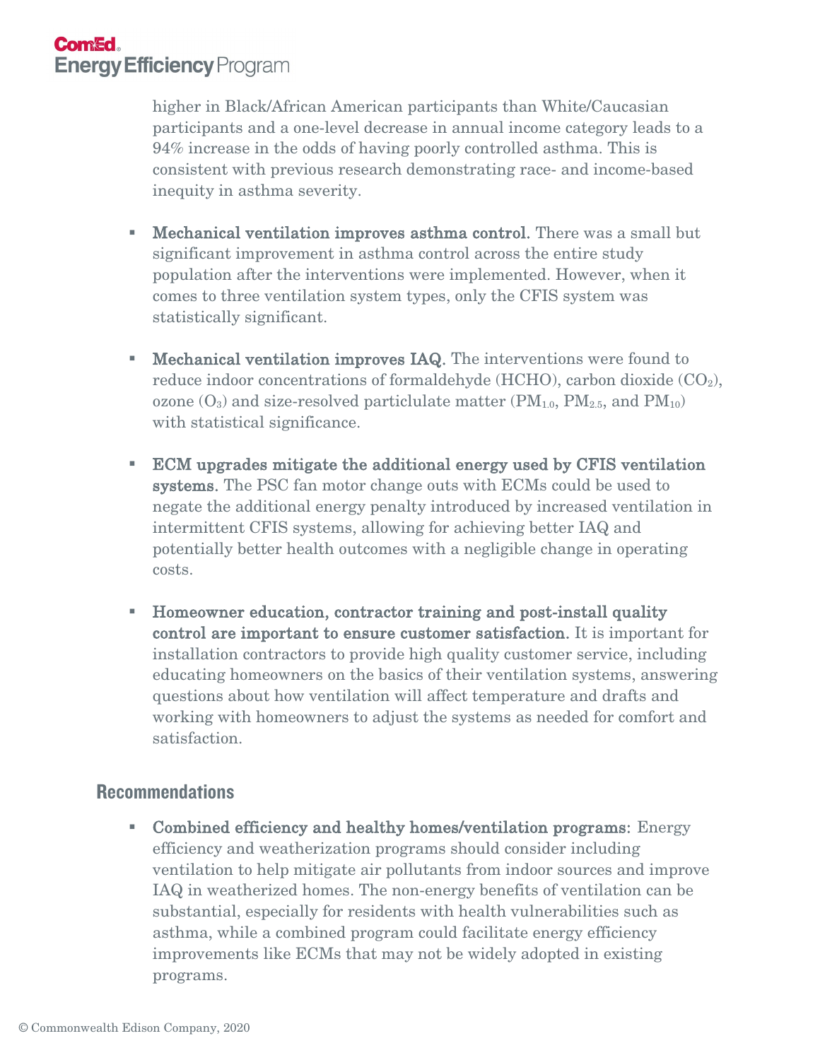higher in Black/African American participants than White/Caucasian participants and a one-level decrease in annual income category leads to a 94% increase in the odds of having poorly controlled asthma. This is consistent with previous research demonstrating race- and income-based inequity in asthma severity.

- **Mechanical ventilation improves asthma control.** There was a small but significant improvement in asthma control across the entire study population after the interventions were implemented. However, when it comes to three ventilation system types, only the CFIS system was statistically significant.

- **Mechanical ventilation improves IAQ.** The interventions were found to reduce indoor concentrations of formaldehyde (HCHO), carbon dioxide ($CO_2$), ozone ($O_3$) and size-resolved particlulate matter ($PM_{1.0}$, $PM_{2.5}$, and $PM_{10}$) with statistical significance.

- **ECM upgrades mitigate the additional energy used by CFIS ventilation systems.** The PSC fan motor change outs with ECMs could be used to negate the additional energy penalty introduced by increased ventilation in intermittent CFIS systems, allowing for achieving better IAQ and potentially better health outcomes with a negligible change in operating costs.

- **Homeowner education, contractor training and post-install quality control are important to ensure customer satisfaction.** It is important for installation contractors to provide high quality customer service, including educating homeowners on the basics of their ventilation systems, answering questions about how ventilation will affect temperature and drafts and working with homeowners to adjust the systems as needed for comfort and satisfaction.

## Recommendations

- **Combined efficiency and healthy homes/ventilation programs**: Energy efficiency and weatherization programs should consider including ventilation to help mitigate air pollutants from indoor sources and improve IAQ in weatherized homes. The non-energy benefits of ventilation can be substantial, especially for residents with health vulnerabilities such as asthma, while a combined program could facilitate energy efficiency improvements like ECMs that may not be widely adopted in existing programs.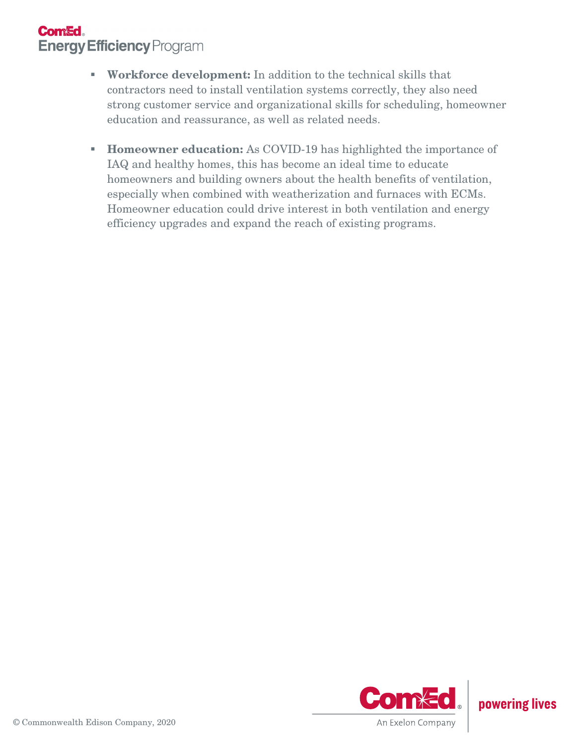- **Workforce development:** In addition to the technical skills that contractors need to install ventilation systems correctly, they also need strong customer service and organizational skills for scheduling, homeowner education and reassurance, as well as related needs.

- **Homeowner education:** As COVID-19 has highlighted the importance of IAQ and healthy homes, this has become an ideal time to educate homeowners and building owners about the health benefits of ventilation, especially when combined with weatherization and furnaces with ECMs. Homeowner education could drive interest in both ventilation and energy efficiency upgrades and expand the reach of existing programs.